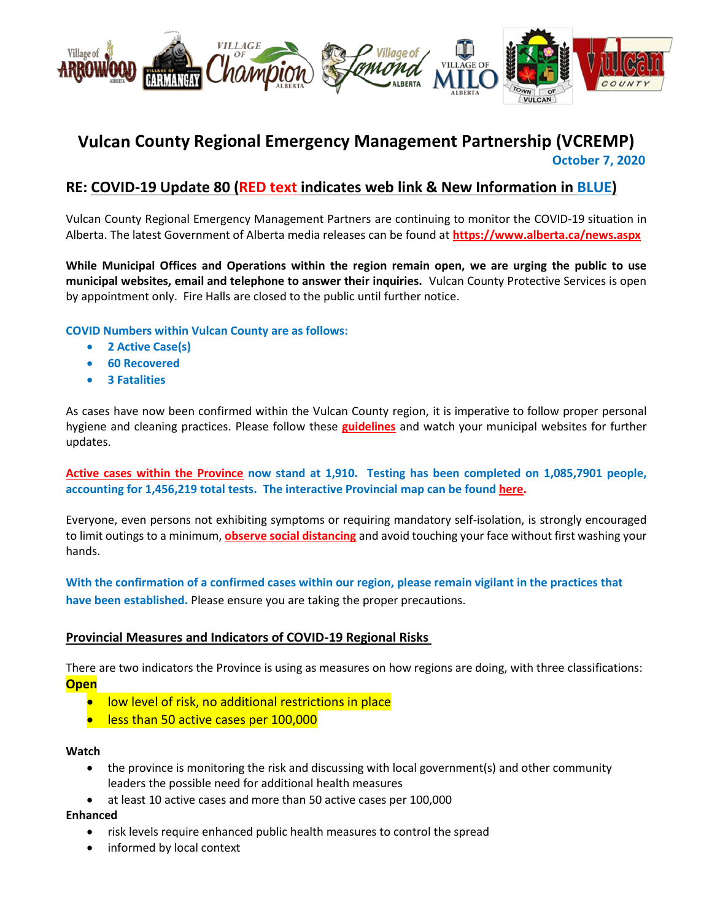# Vulcan County Regional Emergency Management Partnership (VCREMP)

October 7, 2020

## RE: COVID-19 Update 80 (RED text indicates web link & New Information in BLUE)

Vulcan County Regional Emergency Management Partners are continuing to monitor the COVID-19 situation in Alberta. The latest Government of Alberta media releases can be found at **https://www.alberta.ca/news.aspx**

**While Municipal Offices and Operations within the region remain open, we are urging the public to use municipal websites, email and telephone to answer their inquiries.** Vulcan County Protective Services is open by appointment only. Fire Halls are closed to the public until further notice.

**COVID Numbers within Vulcan County are as follows:**

- **2 Active Case(s)**
- **60 Recovered**
- **3 Fatalities**

As cases have now been confirmed within the Vulcan County region, it is imperative to follow proper personal hygiene and cleaning practices. Please follow these **guidelines** and watch your municipal websites for further updates.

**Active cases within the Province now stand at 1,910. Testing has been completed on 1,085,7901 people, accounting for 1,456,219 total tests. The interactive Provincial map can be found here.**

Everyone, even persons not exhibiting symptoms or requiring mandatory self-isolation, is strongly encouraged to limit outings to a minimum, **observe social distancing** and avoid touching your face without first washing your hands.

**With the confirmation of a confirmed cases within our region, please remain vigilant in the practices that have been established.** Please ensure you are taking the proper precautions.

## Provincial Measures and Indicators of COVID-19 Regional Risks

There are two indicators the Province is using as measures on how regions are doing, with three classifications:

**Open**

- low level of risk, no additional restrictions in place
- less than 50 active cases per 100,000

**Watch**

- the province is monitoring the risk and discussing with local government(s) and other community leaders the possible need for additional health measures
- at least 10 active cases and more than 50 active cases per 100,000

**Enhanced**

- risk levels require enhanced public health measures to control the spread
- informed by local context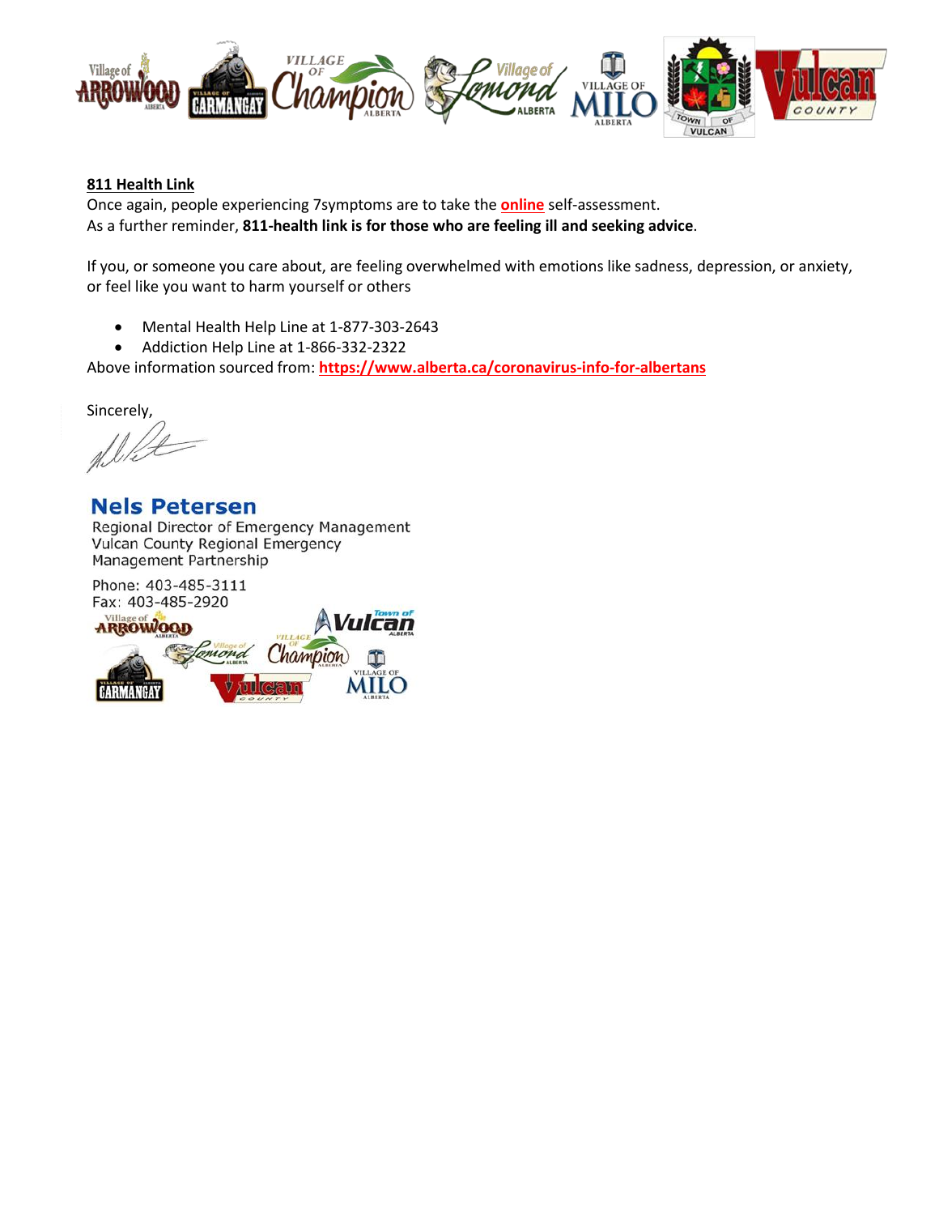**811 Health Link**

Once again, people experiencing 7symptoms are to take the **online** self-assessment.
As a further reminder, **811-health link is for those who are feeling ill and seeking advice**.

If you, or someone you care about, are feeling overwhelmed with emotions like sadness, depression, or anxiety, or feel like you want to harm yourself or others

- Mental Health Help Line at 1-877-303-2643
- Addiction Help Line at 1-866-332-2322

Above information sourced from: **https://www.alberta.ca/coronavirus-info-for-albertans**

Sincerely,

**Nels Petersen**
Regional Director of Emergency Management
Vulcan County Regional Emergency Management Partnership

Phone: 403-485-3111
Fax: 403-485-2920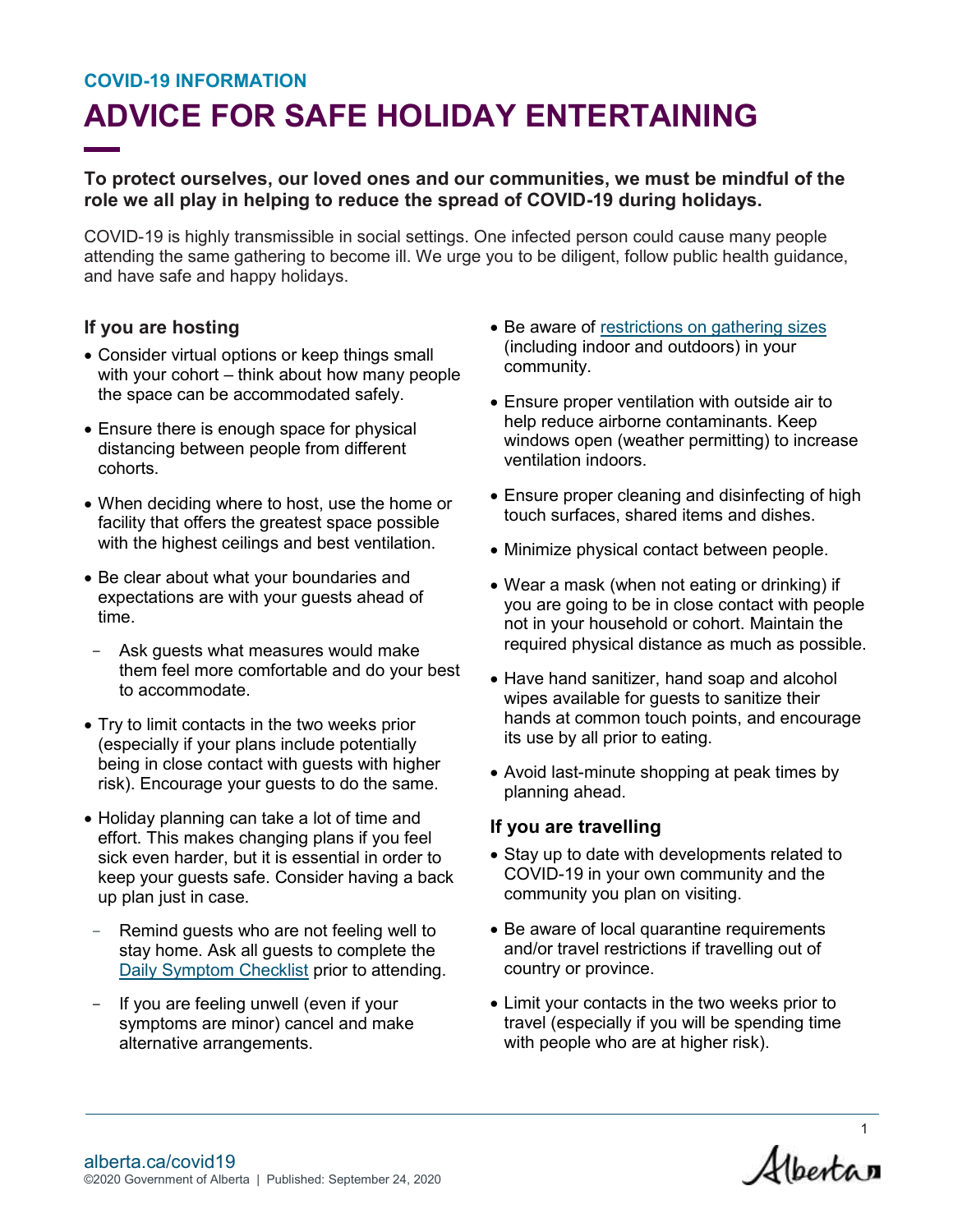**COVID-19 INFORMATION**

# ADVICE FOR SAFE HOLIDAY ENTERTAINING

**To protect ourselves, our loved ones and our communities, we must be mindful of the role we all play in helping to reduce the spread of COVID-19 during holidays.**

COVID-19 is highly transmissible in social settings. One infected person could cause many people attending the same gathering to become ill. We urge you to be diligent, follow public health guidance, and have safe and happy holidays.

### If you are hosting

- Consider virtual options or keep things small with your cohort – think about how many people the space can be accommodated safely.
- Ensure there is enough space for physical distancing between people from different cohorts.
- When deciding where to host, use the home or facility that offers the greatest space possible with the highest ceilings and best ventilation.
- Be clear about what your boundaries and expectations are with your guests ahead of time.
  - Ask guests what measures would make them feel more comfortable and do your best to accommodate.
- Try to limit contacts in the two weeks prior (especially if your plans include potentially being in close contact with guests with higher risk). Encourage your guests to do the same.
- Holiday planning can take a lot of time and effort. This makes changing plans if you feel sick even harder, but it is essential in order to keep your guests safe. Consider having a back up plan just in case.
  - Remind guests who are not feeling well to stay home. Ask all guests to complete the Daily Symptom Checklist prior to attending.
  - If you are feeling unwell (even if your symptoms are minor) cancel and make alternative arrangements.
- Be aware of restrictions on gathering sizes (including indoor and outdoors) in your community.
- Ensure proper ventilation with outside air to help reduce airborne contaminants. Keep windows open (weather permitting) to increase ventilation indoors.
- Ensure proper cleaning and disinfecting of high touch surfaces, shared items and dishes.
- Minimize physical contact between people.
- Wear a mask (when not eating or drinking) if you are going to be in close contact with people not in your household or cohort. Maintain the required physical distance as much as possible.
- Have hand sanitizer, hand soap and alcohol wipes available for guests to sanitize their hands at common touch points, and encourage its use by all prior to eating.
- Avoid last-minute shopping at peak times by planning ahead.

### If you are travelling

- Stay up to date with developments related to COVID-19 in your own community and the community you plan on visiting.
- Be aware of local quarantine requirements and/or travel restrictions if travelling out of country or province.
- Limit your contacts in the two weeks prior to travel (especially if you will be spending time with people who are at higher risk).

alberta.ca/covid19
©2020 Government of Alberta | Published: September 24, 2020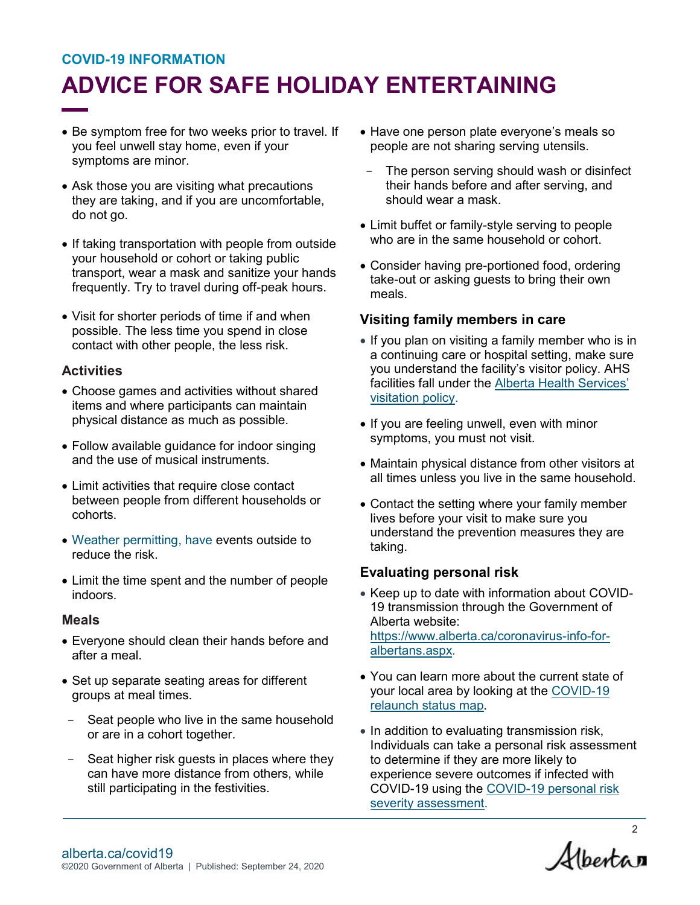COVID-19 INFORMATION

# ADVICE FOR SAFE HOLIDAY ENTERTAINING

- Be symptom free for two weeks prior to travel. If you feel unwell stay home, even if your symptoms are minor.
- Ask those you are visiting what precautions they are taking, and if you are uncomfortable, do not go.
- If taking transportation with people from outside your household or cohort or taking public transport, wear a mask and sanitize your hands frequently. Try to travel during off-peak hours.
- Visit for shorter periods of time if and when possible. The less time you spend in close contact with other people, the less risk.

### Activities

- Choose games and activities without shared items and where participants can maintain physical distance as much as possible.
- Follow available guidance for indoor singing and the use of musical instruments.
- Limit activities that require close contact between people from different households or cohorts.
- Weather permitting, have events outside to reduce the risk.
- Limit the time spent and the number of people indoors.

### Meals

- Everyone should clean their hands before and after a meal.
- Set up separate seating areas for different groups at meal times.
  - Seat people who live in the same household or are in a cohort together.
  - Seat higher risk guests in places where they can have more distance from others, while still participating in the festivities.
- Have one person plate everyone's meals so people are not sharing serving utensils.
  - The person serving should wash or disinfect their hands before and after serving, and should wear a mask.
- Limit buffet or family-style serving to people who are in the same household or cohort.
- Consider having pre-portioned food, ordering take-out or asking guests to bring their own meals.

### Visiting family members in care

- If you plan on visiting a family member who is in a continuing care or hospital setting, make sure you understand the facility's visitor policy. AHS facilities fall under the Alberta Health Services' visitation policy.
- If you are feeling unwell, even with minor symptoms, you must not visit.
- Maintain physical distance from other visitors at all times unless you live in the same household.
- Contact the setting where your family member lives before your visit to make sure you understand the prevention measures they are taking.

### Evaluating personal risk

- Keep up to date with information about COVID-19 transmission through the Government of Alberta website: https://www.alberta.ca/coronavirus-info-for-albertans.aspx.
- You can learn more about the current state of your local area by looking at the COVID-19 relaunch status map.
- In addition to evaluating transmission risk, Individuals can take a personal risk assessment to determine if they are more likely to experience severe outcomes if infected with COVID-19 using the COVID-19 personal risk severity assessment.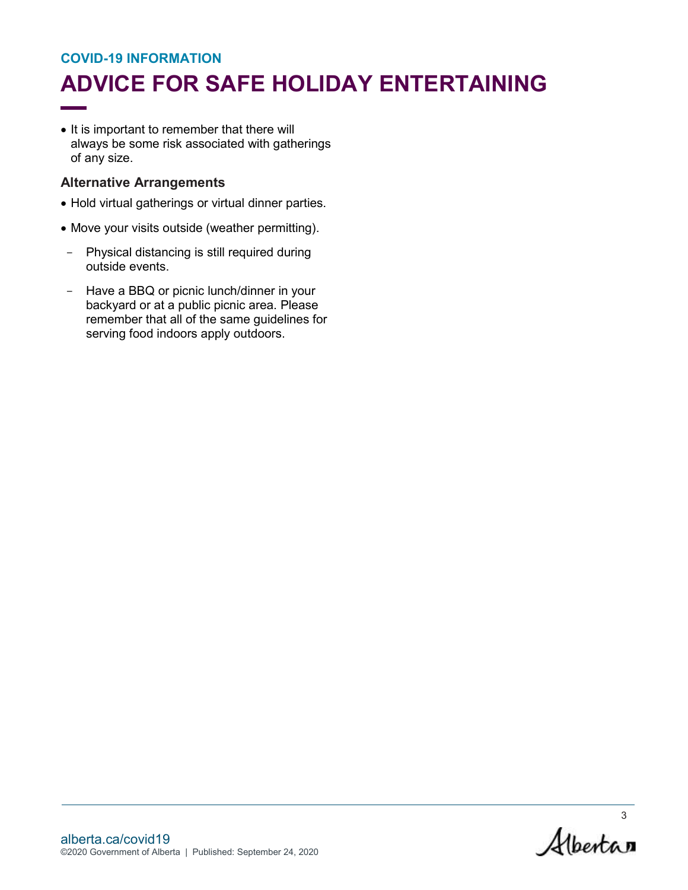COVID-19 INFORMATION

# ADVICE FOR SAFE HOLIDAY ENTERTAINING

- It is important to remember that there will always be some risk associated with gatherings of any size.

### Alternative Arrangements

- Hold virtual gatherings or virtual dinner parties.
- Move your visits outside (weather permitting).
  - Physical distancing is still required during outside events.
  - Have a BBQ or picnic lunch/dinner in your backyard or at a public picnic area. Please remember that all of the same guidelines for serving food indoors apply outdoors.

alberta.ca/covid19
©2020 Government of Alberta | Published: September 24, 2020